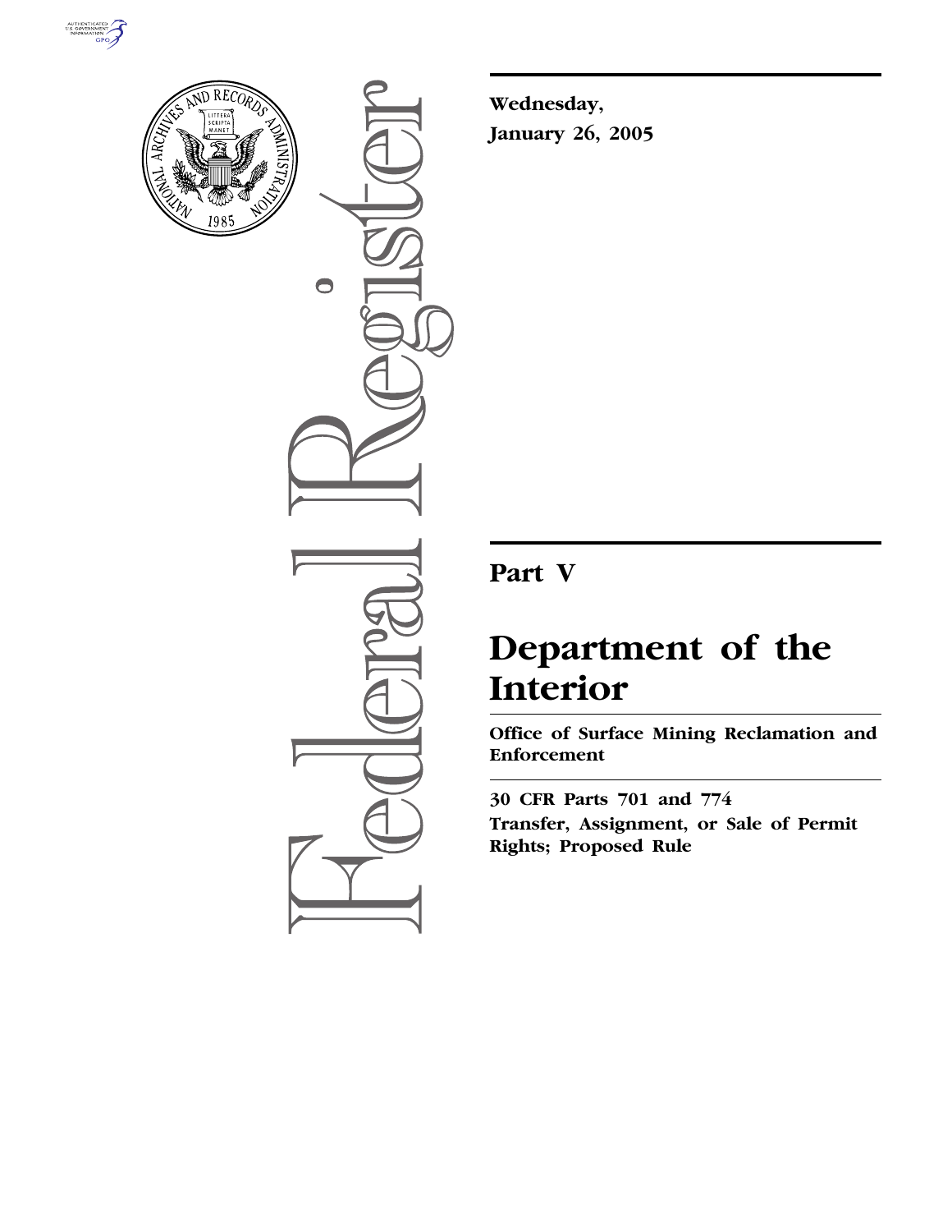Wednesday,

January 26, 2005

# Part V

# Department of the Interior

## Office of Surface Mining Reclamation and Enforcement

30 CFR Parts 701 and 774

Transfer, Assignment, or Sale of Permit Rights; Proposed Rule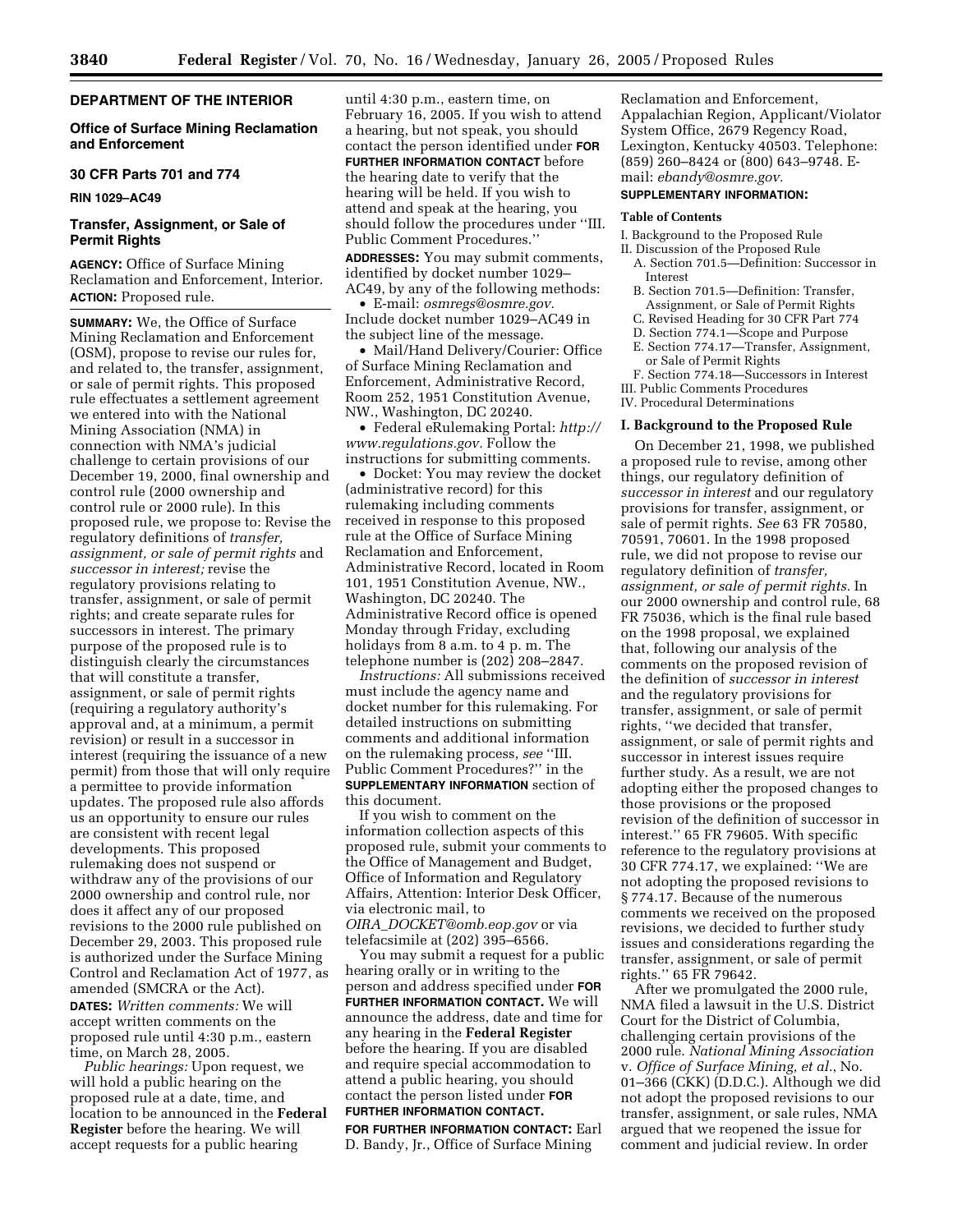## DEPARTMENT OF THE INTERIOR

### Office of Surface Mining Reclamation and Enforcement

### 30 CFR Parts 701 and 774

**RIN 1029–AC49**

### Transfer, Assignment, or Sale of Permit Rights

**AGENCY:** Office of Surface Mining Reclamation and Enforcement, Interior.

**ACTION:** Proposed rule.

**SUMMARY:** We, the Office of Surface Mining Reclamation and Enforcement (OSM), propose to revise our rules for, and related to, the transfer, assignment, or sale of permit rights. This proposed rule effectuates a settlement agreement we entered into with the National Mining Association (NMA) in connection with NMA's judicial challenge to certain provisions of our December 19, 2000, final ownership and control rule (2000 ownership and control rule or 2000 rule). In this proposed rule, we propose to: Revise the regulatory definitions of *transfer, assignment, or sale of permit rights* and *successor in interest;* revise the regulatory provisions relating to transfer, assignment, or sale of permit rights; and create separate rules for successors in interest. The primary purpose of the proposed rule is to distinguish clearly the circumstances that will constitute a transfer, assignment, or sale of permit rights (requiring a regulatory authority's approval and, at a minimum, a permit revision) or result in a successor in interest (requiring the issuance of a new permit) from those that will only require a permittee to provide information updates. The proposed rule also affords us an opportunity to ensure our rules are consistent with recent legal developments. This proposed rulemaking does not suspend or withdraw any of the provisions of our 2000 ownership and control rule, nor does it affect any of our proposed revisions to the 2000 rule published on December 29, 2003. This proposed rule is authorized under the Surface Mining Control and Reclamation Act of 1977, as amended (SMCRA or the Act).

**DATES:** *Written comments:* We will accept written comments on the proposed rule until 4:30 p.m., eastern time, on March 28, 2005.

*Public hearings:* Upon request, we will hold a public hearing on the proposed rule at a date, time, and location to be announced in the **Federal Register** before the hearing. We will accept requests for a public hearing until 4:30 p.m., eastern time, on February 16, 2005. If you wish to attend a hearing, but not speak, you should contact the person identified under **FOR FURTHER INFORMATION CONTACT** before the hearing date to verify that the hearing will be held. If you wish to attend and speak at the hearing, you should follow the procedures under ''III. Public Comment Procedures.''

**ADDRESSES:** You may submit comments, identified by docket number 1029–AC49, by any of the following methods:

- E-mail: *osmregs@osmre.gov.* Include docket number 1029–AC49 in the subject line of the message.
- Mail/Hand Delivery/Courier: Office of Surface Mining Reclamation and Enforcement, Administrative Record, Room 252, 1951 Constitution Avenue, NW., Washington, DC 20240.
- Federal eRulemaking Portal: *http://www.regulations.gov.* Follow the instructions for submitting comments.
- Docket: You may review the docket (administrative record) for this rulemaking including comments received in response to this proposed rule at the Office of Surface Mining Reclamation and Enforcement, Administrative Record, located in Room 101, 1951 Constitution Avenue, NW., Washington, DC 20240. The Administrative Record office is opened Monday through Friday, excluding holidays from 8 a.m. to 4 p. m. The telephone number is (202) 208–2847.

*Instructions:* All submissions received must include the agency name and docket number for this rulemaking. For detailed instructions on submitting comments and additional information on the rulemaking process, *see* ''III. Public Comment Procedures?'' in the **SUPPLEMENTARY INFORMATION** section of this document.

If you wish to comment on the information collection aspects of this proposed rule, submit your comments to the Office of Management and Budget, Office of Information and Regulatory Affairs, Attention: Interior Desk Officer, via electronic mail, to *OIRA_DOCKET@omb.eop.gov* or via telefacsimile at (202) 395–6566.

You may submit a request for a public hearing orally or in writing to the person and address specified under **FOR FURTHER INFORMATION CONTACT.** We will announce the address, date and time for any hearing in the **Federal Register** before the hearing. If you are disabled and require special accommodation to attend a public hearing, you should contact the person listed under **FOR FURTHER INFORMATION CONTACT.**

**FOR FURTHER INFORMATION CONTACT:** Earl D. Bandy, Jr., Office of Surface Mining Reclamation and Enforcement, Appalachian Region, Applicant/Violator System Office, 2679 Regency Road, Lexington, Kentucky 40503. Telephone: (859) 260–8424 or (800) 643–9748. E-mail: *ebandy@osmre.gov.*

**SUPPLEMENTARY INFORMATION:**

**Table of Contents**

I. Background to the Proposed Rule
II. Discussion of the Proposed Rule
  A. Section 701.5—Definition: Successor in Interest
  B. Section 701.5—Definition: Transfer, Assignment, or Sale of Permit Rights
  C. Revised Heading for 30 CFR Part 774
  D. Section 774.1—Scope and Purpose
  E. Section 774.17—Transfer, Assignment, or Sale of Permit Rights
  F. Section 774.18—Successors in Interest
III. Public Comments Procedures
IV. Procedural Determinations

### I. Background to the Proposed Rule

On December 21, 1998, we published a proposed rule to revise, among other things, our regulatory definition of *successor in interest* and our regulatory provisions for transfer, assignment, or sale of permit rights. *See* 63 FR 70580, 70591, 70601. In the 1998 proposed rule, we did not propose to revise our regulatory definition of *transfer, assignment, or sale of permit rights.* In our 2000 ownership and control rule, 68 FR 75036, which is the final rule based on the 1998 proposal, we explained that, following our analysis of the comments on the proposed revision of the definition of *successor in interest* and the regulatory provisions for transfer, assignment, or sale of permit rights, ''we decided that transfer, assignment, or sale of permit rights and successor in interest issues require further study. As a result, we are not adopting either the proposed changes to those provisions or the proposed revision of the definition of successor in interest.'' 65 FR 79605. With specific reference to the regulatory provisions at 30 CFR 774.17, we explained: ''We are not adopting the proposed revisions to § 774.17. Because of the numerous comments we received on the proposed revisions, we decided to further study issues and considerations regarding the transfer, assignment, or sale of permit rights.'' 65 FR 79642.

After we promulgated the 2000 rule, NMA filed a lawsuit in the U.S. District Court for the District of Columbia, challenging certain provisions of the 2000 rule. *National Mining Association* v. *Office of Surface Mining, et al.*, No. 01–366 (CKK) (D.D.C.). Although we did not adopt the proposed revisions to our transfer, assignment, or sale rules, NMA argued that we reopened the issue for comment and judicial review. In order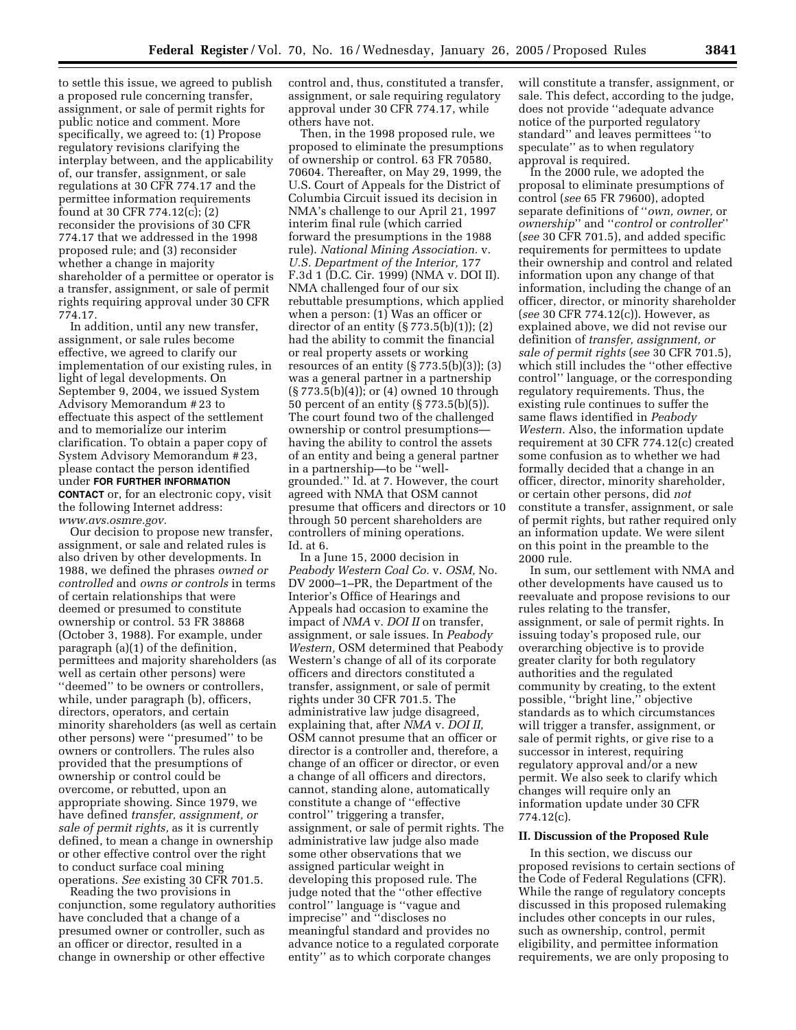to settle this issue, we agreed to publish a proposed rule concerning transfer, assignment, or sale of permit rights for public notice and comment. More specifically, we agreed to: (1) Propose regulatory revisions clarifying the interplay between, and the applicability of, our transfer, assignment, or sale regulations at 30 CFR 774.17 and the permittee information requirements found at 30 CFR 774.12(c); (2) reconsider the provisions of 30 CFR 774.17 that we addressed in the 1998 proposed rule; and (3) reconsider whether a change in majority shareholder of a permittee or operator is a transfer, assignment, or sale of permit rights requiring approval under 30 CFR 774.17.

In addition, until any new transfer, assignment, or sale rules become effective, we agreed to clarify our implementation of our existing rules, in light of legal developments. On September 9, 2004, we issued System Advisory Memorandum # 23 to effectuate this aspect of the settlement and to memorialize our interim clarification. To obtain a paper copy of System Advisory Memorandum # 23, please contact the person identified under **FOR FURTHER INFORMATION CONTACT** or, for an electronic copy, visit the following Internet address: *www.avs.osmre.gov.*

Our decision to propose new transfer, assignment, or sale and related rules is also driven by other developments. In 1988, we defined the phrases *owned or controlled* and *owns or controls* in terms of certain relationships that were deemed or presumed to constitute ownership or control. 53 FR 38868 (October 3, 1988). For example, under paragraph (a)(1) of the definition, permittees and majority shareholders (as well as certain other persons) were ''deemed'' to be owners or controllers, while, under paragraph (b), officers, directors, operators, and certain minority shareholders (as well as certain other persons) were ''presumed'' to be owners or controllers. The rules also provided that the presumptions of ownership or control could be overcome, or rebutted, upon an appropriate showing. Since 1979, we have defined *transfer, assignment, or sale of permit rights,* as it is currently defined, to mean a change in ownership or other effective control over the right to conduct surface coal mining operations. *See* existing 30 CFR 701.5.

Reading the two provisions in conjunction, some regulatory authorities have concluded that a change of a presumed owner or controller, such as an officer or director, resulted in a change in ownership or other effective control and, thus, constituted a transfer, assignment, or sale requiring regulatory approval under 30 CFR 774.17, while others have not.

Then, in the 1998 proposed rule, we proposed to eliminate the presumptions of ownership or control. 63 FR 70580, 70604. Thereafter, on May 29, 1999, the U.S. Court of Appeals for the District of Columbia Circuit issued its decision in NMA's challenge to our April 21, 1997 interim final rule (which carried forward the presumptions in the 1988 rule). *National Mining Association.* v. *U.S. Department of the Interior,* 177 F.3d 1 (D.C. Cir. 1999) (NMA v. DOI II). NMA challenged four of our six rebuttable presumptions, which applied when a person: (1) Was an officer or director of an entity (§ 773.5(b)(1)); (2) had the ability to commit the financial or real property assets or working resources of an entity (§ 773.5(b)(3)); (3) was a general partner in a partnership (§ 773.5(b)(4)); or (4) owned 10 through 50 percent of an entity (§ 773.5(b)(5)). The court found two of the challenged ownership or control presumptions—having the ability to control the assets of an entity and being a general partner in a partnership—to be ''well-grounded.'' Id. at 7. However, the court agreed with NMA that OSM cannot presume that officers and directors or 10 through 50 percent shareholders are controllers of mining operations. Id. at 6.

In a June 15, 2000 decision in *Peabody Western Coal Co.* v. *OSM,* No. DV 2000–1–PR, the Department of the Interior's Office of Hearings and Appeals had occasion to examine the impact of *NMA* v. *DOI II* on transfer, assignment, or sale issues. In *Peabody Western,* OSM determined that Peabody Western's change of all of its corporate officers and directors constituted a transfer, assignment, or sale of permit rights under 30 CFR 701.5. The administrative law judge disagreed, explaining that, after *NMA* v. *DOI II,* OSM cannot presume that an officer or director is a controller and, therefore, a change of an officer or director, or even a change of all officers and directors, cannot, standing alone, automatically constitute a change of ''effective control'' triggering a transfer, assignment, or sale of permit rights. The administrative law judge also made some other observations that we assigned particular weight in developing this proposed rule. The judge noted that the ''other effective control'' language is ''vague and imprecise'' and ''discloses no meaningful standard and provides no advance notice to a regulated corporate entity'' as to which corporate changes will constitute a transfer, assignment, or sale. This defect, according to the judge, does not provide ''adequate advance notice of the purported regulatory standard'' and leaves permittees ''to speculate'' as to when regulatory approval is required.

In the 2000 rule, we adopted the proposal to eliminate presumptions of control (*see* 65 FR 79600), adopted separate definitions of ''*own, owner,* or *ownership*'' and ''*control* or *controller*'' (*see* 30 CFR 701.5), and added specific requirements for permittees to update their ownership and control and related information upon any change of that information, including the change of an officer, director, or minority shareholder (*see* 30 CFR 774.12(c)). However, as explained above, we did not revise our definition of *transfer, assignment, or sale of permit rights* (*see* 30 CFR 701.5), which still includes the ''other effective control'' language, or the corresponding regulatory requirements. Thus, the existing rule continues to suffer the same flaws identified in *Peabody Western.* Also, the information update requirement at 30 CFR 774.12(c) created some confusion as to whether we had formally decided that a change in an officer, director, minority shareholder, or certain other persons, did *not* constitute a transfer, assignment, or sale of permit rights, but rather required only an information update. We were silent on this point in the preamble to the 2000 rule.

In sum, our settlement with NMA and other developments have caused us to reevaluate and propose revisions to our rules relating to the transfer, assignment, or sale of permit rights. In issuing today's proposed rule, our overarching objective is to provide greater clarity for both regulatory authorities and the regulated community by creating, to the extent possible, ''bright line,'' objective standards as to which circumstances will trigger a transfer, assignment, or sale of permit rights, or give rise to a successor in interest, requiring regulatory approval and/or a new permit. We also seek to clarify which changes will require only an information update under 30 CFR 774.12(c).

## II. Discussion of the Proposed Rule

In this section, we discuss our proposed revisions to certain sections of the Code of Federal Regulations (CFR). While the range of regulatory concepts discussed in this proposed rulemaking includes other concepts in our rules, such as ownership, control, permit eligibility, and permittee information requirements, we are only proposing to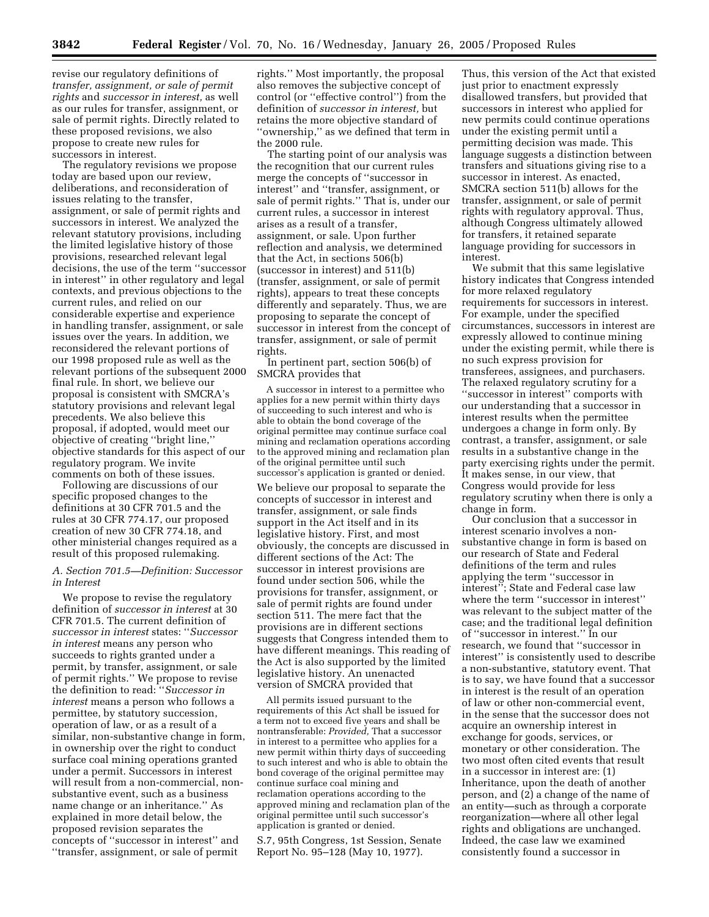revise our regulatory definitions of *transfer, assignment, or sale of permit rights* and *successor in interest,* as well as our rules for transfer, assignment, or sale of permit rights. Directly related to these proposed revisions, we also propose to create new rules for successors in interest.

The regulatory revisions we propose today are based upon our review, deliberations, and reconsideration of issues relating to the transfer, assignment, or sale of permit rights and successors in interest. We analyzed the relevant statutory provisions, including the limited legislative history of those provisions, researched relevant legal decisions, the use of the term ''successor in interest'' in other regulatory and legal contexts, and previous objections to the current rules, and relied on our considerable expertise and experience in handling transfer, assignment, or sale issues over the years. In addition, we reconsidered the relevant portions of our 1998 proposed rule as well as the relevant portions of the subsequent 2000 final rule. In short, we believe our proposal is consistent with SMCRA's statutory provisions and relevant legal precedents. We also believe this proposal, if adopted, would meet our objective of creating ''bright line,'' objective standards for this aspect of our regulatory program. We invite comments on both of these issues.

Following are discussions of our specific proposed changes to the definitions at 30 CFR 701.5 and the rules at 30 CFR 774.17, our proposed creation of new 30 CFR 774.18, and other ministerial changes required as a result of this proposed rulemaking.

### A. Section 701.5—Definition: Successor in Interest

We propose to revise the regulatory definition of *successor in interest* at 30 CFR 701.5. The current definition of *successor in interest* states: ''*Successor in interest* means any person who succeeds to rights granted under a permit, by transfer, assignment, or sale of permit rights.'' We propose to revise the definition to read: ''*Successor in interest* means a person who follows a permittee, by statutory succession, operation of law, or as a result of a similar, non-substantive change in form, in ownership over the right to conduct surface coal mining operations granted under a permit. Successors in interest will result from a non-commercial, non-substantive event, such as a business name change or an inheritance.'' As explained in more detail below, the proposed revision separates the concepts of ''successor in interest'' and ''transfer, assignment, or sale of permit rights.'' Most importantly, the proposal also removes the subjective concept of control (or ''effective control'') from the definition of *successor in interest,* but retains the more objective standard of ''ownership,'' as we defined that term in the 2000 rule.

The starting point of our analysis was the recognition that our current rules merge the concepts of ''successor in interest'' and ''transfer, assignment, or sale of permit rights.'' That is, under our current rules, a successor in interest arises as a result of a transfer, assignment, or sale. Upon further reflection and analysis, we determined that the Act, in sections 506(b) (successor in interest) and 511(b) (transfer, assignment, or sale of permit rights), appears to treat these concepts differently and separately. Thus, we are proposing to separate the concept of successor in interest from the concept of transfer, assignment, or sale of permit rights.

In pertinent part, section 506(b) of SMCRA provides that

> A successor in interest to a permittee who applies for a new permit within thirty days of succeeding to such interest and who is able to obtain the bond coverage of the original permittee may continue surface coal mining and reclamation operations according to the approved mining and reclamation plan of the original permittee until such successor's application is granted or denied.

We believe our proposal to separate the concepts of successor in interest and transfer, assignment, or sale finds support in the Act itself and in its legislative history. First, and most obviously, the concepts are discussed in different sections of the Act: The successor in interest provisions are found under section 506, while the provisions for transfer, assignment, or sale of permit rights are found under section 511. The mere fact that the provisions are in different sections suggests that Congress intended them to have different meanings. This reading of the Act is also supported by the limited legislative history. An unenacted version of SMCRA provided that

> All permits issued pursuant to the requirements of this Act shall be issued for a term not to exceed five years and shall be nontransferable: *Provided,* That a successor in interest to a permittee who applies for a new permit within thirty days of succeeding to such interest and who is able to obtain the bond coverage of the original permittee may continue surface coal mining and reclamation operations according to the approved mining and reclamation plan of the original permittee until such successor's application is granted or denied.

S.7, 95th Congress, 1st Session, Senate Report No. 95–128 (May 10, 1977).

Thus, this version of the Act that existed just prior to enactment expressly disallowed transfers, but provided that successors in interest who applied for new permits could continue operations under the existing permit until a permitting decision was made. This language suggests a distinction between transfers and situations giving rise to a successor in interest. As enacted, SMCRA section 511(b) allows for the transfer, assignment, or sale of permit rights with regulatory approval. Thus, although Congress ultimately allowed for transfers, it retained separate language providing for successors in interest.

We submit that this same legislative history indicates that Congress intended for more relaxed regulatory requirements for successors in interest. For example, under the specified circumstances, successors in interest are expressly allowed to continue mining under the existing permit, while there is no such express provision for transferees, assignees, and purchasers. The relaxed regulatory scrutiny for a ''successor in interest'' comports with our understanding that a successor in interest results when the permittee undergoes a change in form only. By contrast, a transfer, assignment, or sale results in a substantive change in the party exercising rights under the permit. It makes sense, in our view, that Congress would provide for less regulatory scrutiny when there is only a change in form.

Our conclusion that a successor in interest scenario involves a non-substantive change in form is based on our research of State and Federal definitions of the term and rules applying the term ''successor in interest''; State and Federal case law where the term ''successor in interest'' was relevant to the subject matter of the case; and the traditional legal definition of ''successor in interest.'' In our research, we found that ''successor in interest'' is consistently used to describe a non-substantive, statutory event. That is to say, we have found that a successor in interest is the result of an operation of law or other non-commercial event, in the sense that the successor does not acquire an ownership interest in exchange for goods, services, or monetary or other consideration. The two most often cited events that result in a successor in interest are: (1) Inheritance, upon the death of another person, and (2) a change of the name of an entity—such as through a corporate reorganization—where all other legal rights and obligations are unchanged. Indeed, the case law we examined consistently found a successor in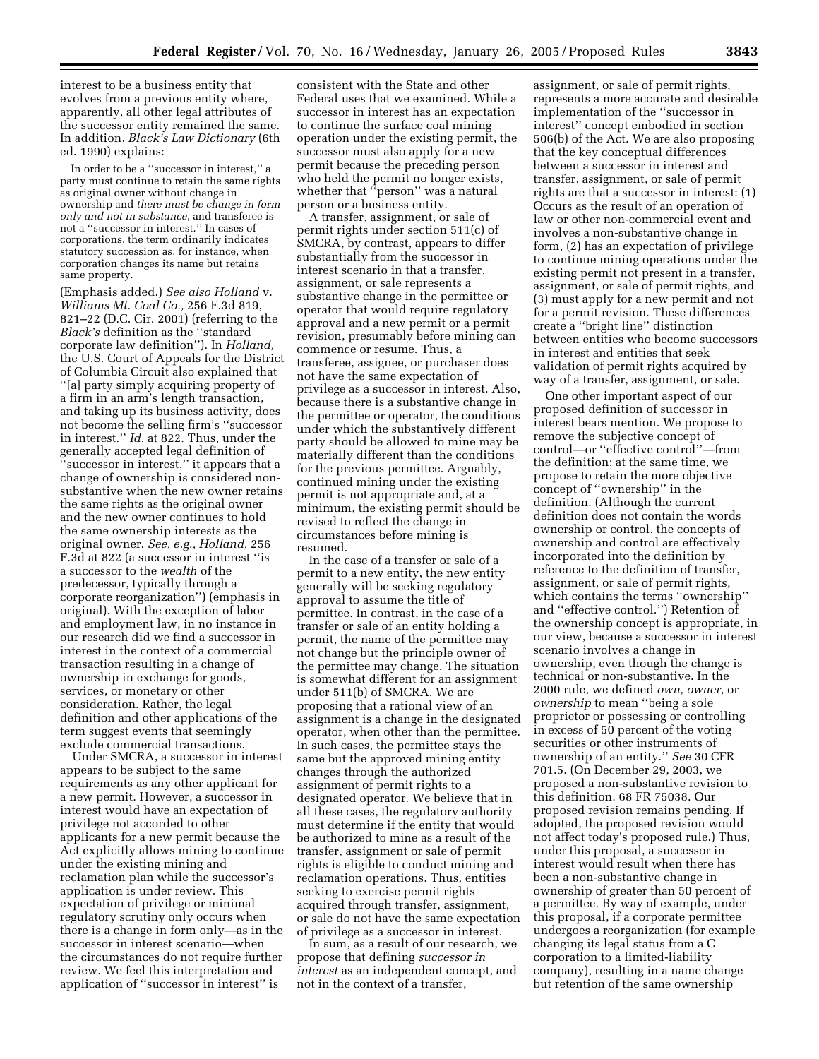interest to be a business entity that evolves from a previous entity where, apparently, all other legal attributes of the successor entity remained the same. In addition, *Black's Law Dictionary* (6th ed. 1990) explains:

> In order to be a ''successor in interest,'' a party must continue to retain the same rights as original owner without change in ownership and *there must be change in form only and not in substance*, and transferee is not a ''successor in interest.'' In cases of corporations, the term ordinarily indicates statutory succession as, for instance, when corporation changes its name but retains same property.

(Emphasis added.) *See also Holland* v. *Williams Mt. Coal Co.,* 256 F.3d 819, 821–22 (D.C. Cir. 2001) (referring to the *Black's* definition as the ''standard corporate law definition''). In *Holland,* the U.S. Court of Appeals for the District of Columbia Circuit also explained that ''[a] party simply acquiring property of a firm in an arm's length transaction, and taking up its business activity, does not become the selling firm's ''successor in interest.'' *Id.* at 822. Thus, under the generally accepted legal definition of ''successor in interest,'' it appears that a change of ownership is considered non-substantive when the new owner retains the same rights as the original owner and the new owner continues to hold the same ownership interests as the original owner. *See, e.g., Holland,* 256 F.3d at 822 (a successor in interest ''is a successor to the *wealth* of the predecessor, typically through a corporate reorganization'') (emphasis in original). With the exception of labor and employment law, in no instance in our research did we find a successor in interest in the context of a commercial transaction resulting in a change of ownership in exchange for goods, services, or monetary or other consideration. Rather, the legal definition and other applications of the term suggest events that seemingly exclude commercial transactions.

Under SMCRA, a successor in interest appears to be subject to the same requirements as any other applicant for a new permit. However, a successor in interest would have an expectation of privilege not accorded to other applicants for a new permit because the Act explicitly allows mining to continue under the existing mining and reclamation plan while the successor's application is under review. This expectation of privilege or minimal regulatory scrutiny only occurs when there is a change in form only—as in the successor in interest scenario—when the circumstances do not require further review. We feel this interpretation and application of ''successor in interest'' is consistent with the State and other Federal uses that we examined. While a successor in interest has an expectation to continue the surface coal mining operation under the existing permit, the successor must also apply for a new permit because the preceding person who held the permit no longer exists, whether that ''person'' was a natural person or a business entity.

A transfer, assignment, or sale of permit rights under section 511(c) of SMCRA, by contrast, appears to differ substantially from the successor in interest scenario in that a transfer, assignment, or sale represents a substantive change in the permittee or operator that would require regulatory approval and a new permit or a permit revision, presumably before mining can commence or resume. Thus, a transferee, assignee, or purchaser does not have the same expectation of privilege as a successor in interest. Also, because there is a substantive change in the permittee or operator, the conditions under which the substantively different party should be allowed to mine may be materially different than the conditions for the previous permittee. Arguably, continued mining under the existing permit is not appropriate and, at a minimum, the existing permit should be revised to reflect the change in circumstances before mining is resumed.

In the case of a transfer or sale of a permit to a new entity, the new entity generally will be seeking regulatory approval to assume the title of permittee. In contrast, in the case of a transfer or sale of an entity holding a permit, the name of the permittee may not change but the principle owner of the permittee may change. The situation is somewhat different for an assignment under 511(b) of SMCRA. We are proposing that a rational view of an assignment is a change in the designated operator, when other than the permittee. In such cases, the permittee stays the same but the approved mining entity changes through the authorized assignment of permit rights to a designated operator. We believe that in all these cases, the regulatory authority must determine if the entity that would be authorized to mine as a result of the transfer, assignment or sale of permit rights is eligible to conduct mining and reclamation operations. Thus, entities seeking to exercise permit rights acquired through transfer, assignment, or sale do not have the same expectation of privilege as a successor in interest.

In sum, as a result of our research, we propose that defining *successor in interest* as an independent concept, and not in the context of a transfer, assignment, or sale of permit rights, represents a more accurate and desirable implementation of the ''successor in interest'' concept embodied in section 506(b) of the Act. We are also proposing that the key conceptual differences between a successor in interest and transfer, assignment, or sale of permit rights are that a successor in interest: (1) Occurs as the result of an operation of law or other non-commercial event and involves a non-substantive change in form, (2) has an expectation of privilege to continue mining operations under the existing permit not present in a transfer, assignment, or sale of permit rights, and (3) must apply for a new permit and not for a permit revision. These differences create a ''bright line'' distinction between entities who become successors in interest and entities that seek validation of permit rights acquired by way of a transfer, assignment, or sale.

One other important aspect of our proposed definition of successor in interest bears mention. We propose to remove the subjective concept of control—or ''effective control''—from the definition; at the same time, we propose to retain the more objective concept of ''ownership'' in the definition. (Although the current definition does not contain the words ownership or control, the concepts of ownership and control are effectively incorporated into the definition by reference to the definition of transfer, assignment, or sale of permit rights, which contains the terms ''ownership'' and ''effective control.'') Retention of the ownership concept is appropriate, in our view, because a successor in interest scenario involves a change in ownership, even though the change is technical or non-substantive. In the 2000 rule, we defined *own, owner,* or *ownership* to mean ''being a sole proprietor or possessing or controlling in excess of 50 percent of the voting securities or other instruments of ownership of an entity.'' *See* 30 CFR 701.5. (On December 29, 2003, we proposed a non-substantive revision to this definition. 68 FR 75038. Our proposed revision remains pending. If adopted, the proposed revision would not affect today's proposed rule.) Thus, under this proposal, a successor in interest would result when there has been a non-substantive change in ownership of greater than 50 percent of a permittee. By way of example, under this proposal, if a corporate permittee undergoes a reorganization (for example changing its legal status from a C corporation to a limited-liability company), resulting in a name change but retention of the same ownership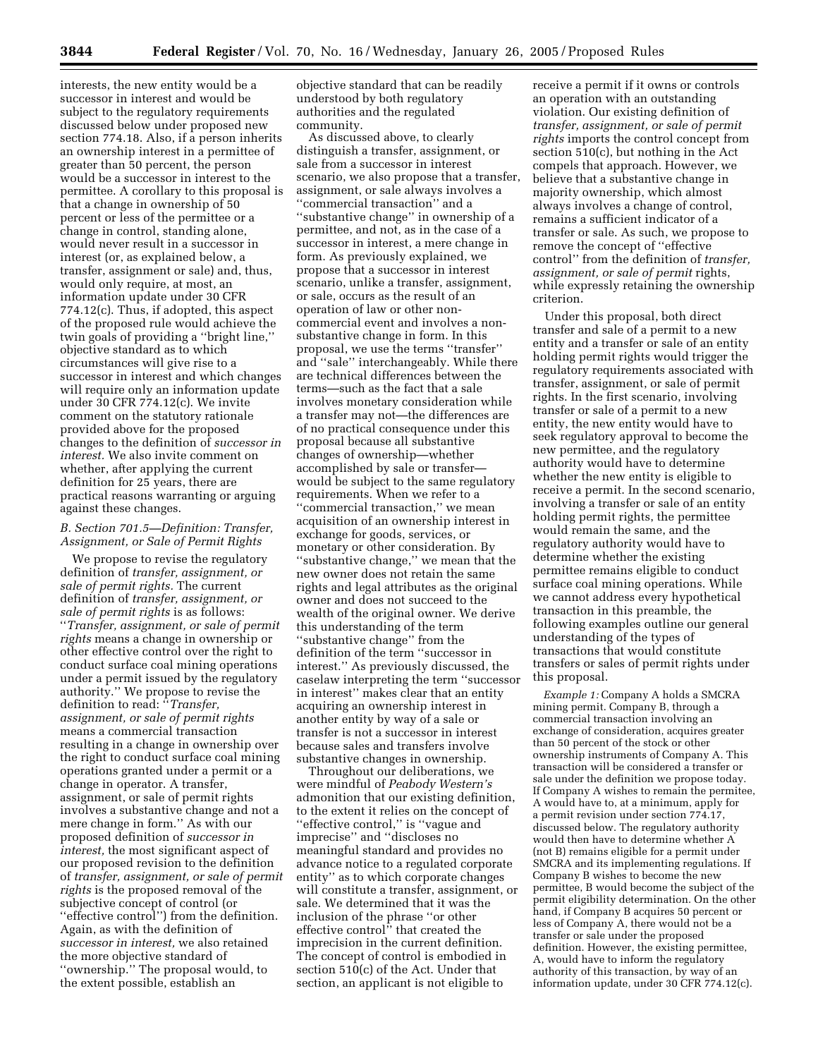interests, the new entity would be a successor in interest and would be subject to the regulatory requirements discussed below under proposed new section 774.18. Also, if a person inherits an ownership interest in a permittee of greater than 50 percent, the person would be a successor in interest to the permittee. A corollary to this proposal is that a change in ownership of 50 percent or less of the permittee or a change in control, standing alone, would never result in a successor in interest (or, as explained below, a transfer, assignment or sale) and, thus, would only require, at most, an information update under 30 CFR 774.12(c). Thus, if adopted, this aspect of the proposed rule would achieve the twin goals of providing a ''bright line,'' objective standard as to which circumstances will give rise to a successor in interest and which changes will require only an information update under 30 CFR 774.12(c). We invite comment on the statutory rationale provided above for the proposed changes to the definition of *successor in interest.* We also invite comment on whether, after applying the current definition for 25 years, there are practical reasons warranting or arguing against these changes.

### *B. Section 701.5—Definition: Transfer, Assignment, or Sale of Permit Rights*

We propose to revise the regulatory definition of *transfer, assignment, or sale of permit rights.* The current definition of *transfer, assignment, or sale of permit rights* is as follows: ''*Transfer, assignment, or sale of permit rights* means a change in ownership or other effective control over the right to conduct surface coal mining operations under a permit issued by the regulatory authority.'' We propose to revise the definition to read: ''*Transfer, assignment, or sale of permit rights* means a commercial transaction resulting in a change in ownership over the right to conduct surface coal mining operations granted under a permit or a change in operator. A transfer, assignment, or sale of permit rights involves a substantive change and not a mere change in form.'' As with our proposed definition of *successor in interest,* the most significant aspect of our proposed revision to the definition of *transfer, assignment, or sale of permit rights* is the proposed removal of the subjective concept of control (or ''effective control'') from the definition. Again, as with the definition of *successor in interest,* we also retained the more objective standard of ''ownership.'' The proposal would, to the extent possible, establish an objective standard that can be readily understood by both regulatory authorities and the regulated community.

As discussed above, to clearly distinguish a transfer, assignment, or sale from a successor in interest scenario, we also propose that a transfer, assignment, or sale always involves a ''commercial transaction'' and a ''substantive change'' in ownership of a permittee, and not, as in the case of a successor in interest, a mere change in form. As previously explained, we propose that a successor in interest scenario, unlike a transfer, assignment, or sale, occurs as the result of an operation of law or other non-commercial event and involves a non-substantive change in form. In this proposal, we use the terms ''transfer'' and ''sale'' interchangeably. While there are technical differences between the terms—such as the fact that a sale involves monetary consideration while a transfer may not—the differences are of no practical consequence under this proposal because all substantive changes of ownership—whether accomplished by sale or transfer—would be subject to the same regulatory requirements. When we refer to a ''commercial transaction,'' we mean acquisition of an ownership interest in exchange for goods, services, or monetary or other consideration. By ''substantive change,'' we mean that the new owner does not retain the same rights and legal attributes as the original owner and does not succeed to the wealth of the original owner. We derive this understanding of the term ''substantive change'' from the definition of the term ''successor in interest.'' As previously discussed, the caselaw interpreting the term ''successor in interest'' makes clear that an entity acquiring an ownership interest in another entity by way of a sale or transfer is not a successor in interest because sales and transfers involve substantive changes in ownership.

Throughout our deliberations, we were mindful of *Peabody Western's* admonition that our existing definition, to the extent it relies on the concept of ''effective control,'' is ''vague and imprecise'' and ''discloses no meaningful standard and provides no advance notice to a regulated corporate entity'' as to which corporate changes will constitute a transfer, assignment, or sale. We determined that it was the inclusion of the phrase ''or other effective control'' that created the imprecision in the current definition. The concept of control is embodied in section 510(c) of the Act. Under that section, an applicant is not eligible to receive a permit if it owns or controls an operation with an outstanding violation. Our existing definition of *transfer, assignment, or sale of permit rights* imports the control concept from section 510(c), but nothing in the Act compels that approach. However, we believe that a substantive change in majority ownership, which almost always involves a change of control, remains a sufficient indicator of a transfer or sale. As such, we propose to remove the concept of ''effective control'' from the definition of *transfer, assignment, or sale of permit* rights, while expressly retaining the ownership criterion.

Under this proposal, both direct transfer and sale of a permit to a new entity and a transfer or sale of an entity holding permit rights would trigger the regulatory requirements associated with transfer, assignment, or sale of permit rights. In the first scenario, involving transfer or sale of a permit to a new entity, the new entity would have to seek regulatory approval to become the new permittee, and the regulatory authority would have to determine whether the new entity is eligible to receive a permit. In the second scenario, involving a transfer or sale of an entity holding permit rights, the permittee would remain the same, and the regulatory authority would have to determine whether the existing permittee remains eligible to conduct surface coal mining operations. While we cannot address every hypothetical transaction in this preamble, the following examples outline our general understanding of the types of transactions that would constitute transfers or sales of permit rights under this proposal.

*Example 1:* Company A holds a SMCRA mining permit. Company B, through a commercial transaction involving an exchange of consideration, acquires greater than 50 percent of the stock or other ownership instruments of Company A. This transaction will be considered a transfer or sale under the definition we propose today. If Company A wishes to remain the permitee, A would have to, at a minimum, apply for a permit revision under section 774.17, discussed below. The regulatory authority would then have to determine whether A (not B) remains eligible for a permit under SMCRA and its implementing regulations. If Company B wishes to become the new permittee, B would become the subject of the permit eligibility determination. On the other hand, if Company B acquires 50 percent or less of Company A, there would not be a transfer or sale under the proposed definition. However, the existing permittee, A, would have to inform the regulatory authority of this transaction, by way of an information update, under 30 CFR 774.12(c).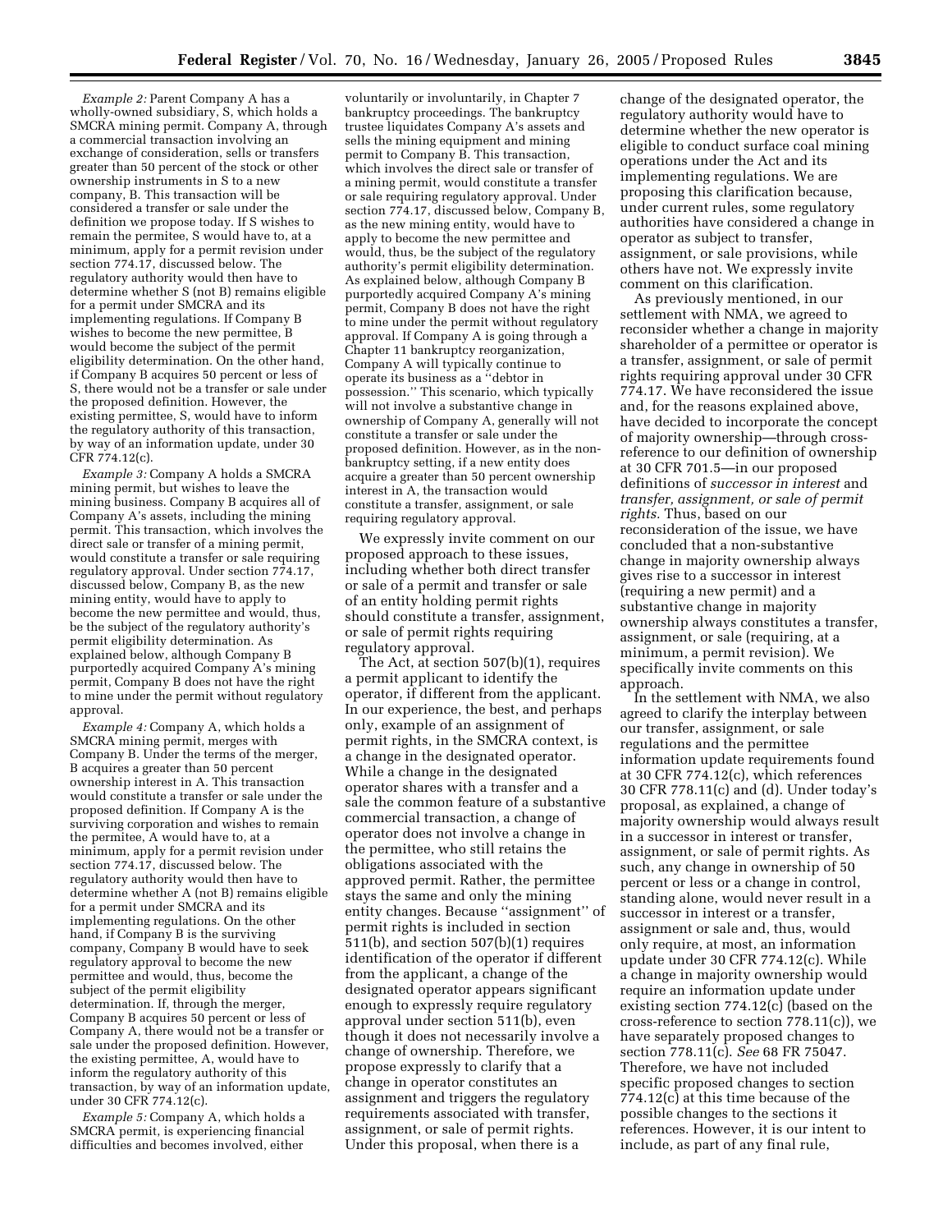*Example 2:* Parent Company A has a wholly-owned subsidiary, S, which holds a SMCRA mining permit. Company A, through a commercial transaction involving an exchange of consideration, sells or transfers greater than 50 percent of the stock or other ownership instruments in S to a new company, B. This transaction will be considered a transfer or sale under the definition we propose today. If S wishes to remain the permitee, S would have to, at a minimum, apply for a permit revision under section 774.17, discussed below. The regulatory authority would then have to determine whether S (not B) remains eligible for a permit under SMCRA and its implementing regulations. If Company B wishes to become the new permittee, B would become the subject of the permit eligibility determination. On the other hand, if Company B acquires 50 percent or less of S, there would not be a transfer or sale under the proposed definition. However, the existing permittee, S, would have to inform the regulatory authority of this transaction, by way of an information update, under 30 CFR 774.12(c).

*Example 3:* Company A holds a SMCRA mining permit, but wishes to leave the mining business. Company B acquires all of Company A's assets, including the mining permit. This transaction, which involves the direct sale or transfer of a mining permit, would constitute a transfer or sale requiring regulatory approval. Under section 774.17, discussed below, Company B, as the new mining entity, would have to apply to become the new permittee and would, thus, be the subject of the regulatory authority's permit eligibility determination. As explained below, although Company B purportedly acquired Company A's mining permit, Company B does not have the right to mine under the permit without regulatory approval.

*Example 4:* Company A, which holds a SMCRA mining permit, merges with Company B. Under the terms of the merger, B acquires a greater than 50 percent ownership interest in A. This transaction would constitute a transfer or sale under the proposed definition. If Company A is the surviving corporation and wishes to remain the permitee, A would have to, at a minimum, apply for a permit revision under section 774.17, discussed below. The regulatory authority would then have to determine whether A (not B) remains eligible for a permit under SMCRA and its implementing regulations. On the other hand, if Company B is the surviving company, Company B would have to seek regulatory approval to become the new permittee and would, thus, become the subject of the permit eligibility determination. If, through the merger, Company B acquires 50 percent or less of Company A, there would not be a transfer or sale under the proposed definition. However, the existing permittee, A, would have to inform the regulatory authority of this transaction, by way of an information update, under 30 CFR 774.12(c).

*Example 5:* Company A, which holds a SMCRA permit, is experiencing financial difficulties and becomes involved, either voluntarily or involuntarily, in Chapter 7 bankruptcy proceedings. The bankruptcy trustee liquidates Company A's assets and sells the mining equipment and mining permit to Company B. This transaction, which involves the direct sale or transfer of a mining permit, would constitute a transfer or sale requiring regulatory approval. Under section 774.17, discussed below, Company B, as the new mining entity, would have to apply to become the new permittee and would, thus, be the subject of the regulatory authority's permit eligibility determination. As explained below, although Company B purportedly acquired Company A's mining permit, Company B does not have the right to mine under the permit without regulatory approval. If Company A is going through a Chapter 11 bankruptcy reorganization, Company A will typically continue to operate its business as a "debtor in possession." This scenario, which typically will not involve a substantive change in ownership of Company A, generally will not constitute a transfer or sale under the proposed definition. However, as in the non-bankruptcy setting, if a new entity does acquire a greater than 50 percent ownership interest in A, the transaction would constitute a transfer, assignment, or sale requiring regulatory approval.

We expressly invite comment on our proposed approach to these issues, including whether both direct transfer or sale of a permit and transfer or sale of an entity holding permit rights should constitute a transfer, assignment, or sale of permit rights requiring regulatory approval.

The Act, at section 507(b)(1), requires a permit applicant to identify the operator, if different from the applicant. In our experience, the best, and perhaps only, example of an assignment of permit rights, in the SMCRA context, is a change in the designated operator. While a change in the designated operator shares with a transfer and a sale the common feature of a substantive commercial transaction, a change of operator does not involve a change in the permittee, who still retains the obligations associated with the approved permit. Rather, the permittee stays the same and only the mining entity changes. Because "assignment" of permit rights is included in section 511(b), and section 507(b)(1) requires identification of the operator if different from the applicant, a change of the designated operator appears significant enough to expressly require regulatory approval under section 511(b), even though it does not necessarily involve a change of ownership. Therefore, we propose expressly to clarify that a change in operator constitutes an assignment and triggers the regulatory requirements associated with transfer, assignment, or sale of permit rights. Under this proposal, when there is a change of the designated operator, the regulatory authority would have to determine whether the new operator is eligible to conduct surface coal mining operations under the Act and its implementing regulations. We are proposing this clarification because, under current rules, some regulatory authorities have considered a change in operator as subject to transfer, assignment, or sale provisions, while others have not. We expressly invite comment on this clarification.

As previously mentioned, in our settlement with NMA, we agreed to reconsider whether a change in majority shareholder of a permittee or operator is a transfer, assignment, or sale of permit rights requiring approval under 30 CFR 774.17. We have reconsidered the issue and, for the reasons explained above, have decided to incorporate the concept of majority ownership—through cross-reference to our definition of ownership at 30 CFR 701.5—in our proposed definitions of *successor in interest* and *transfer, assignment, or sale of permit rights.* Thus, based on our reconsideration of the issue, we have concluded that a non-substantive change in majority ownership always gives rise to a successor in interest (requiring a new permit) and a substantive change in majority ownership always constitutes a transfer, assignment, or sale (requiring, at a minimum, a permit revision). We specifically invite comments on this approach.

In the settlement with NMA, we also agreed to clarify the interplay between our transfer, assignment, or sale regulations and the permittee information update requirements found at 30 CFR 774.12(c), which references 30 CFR 778.11(c) and (d). Under today's proposal, as explained, a change of majority ownership would always result in a successor in interest or transfer, assignment, or sale of permit rights. As such, any change in ownership of 50 percent or less or a change in control, standing alone, would never result in a successor in interest or a transfer, assignment or sale and, thus, would only require, at most, an information update under 30 CFR 774.12(c). While a change in majority ownership would require an information update under existing section 774.12(c) (based on the cross-reference to section 778.11(c)), we have separately proposed changes to section 778.11(c). *See* 68 FR 75047. Therefore, we have not included specific proposed changes to section 774.12(c) at this time because of the possible changes to the sections it references. However, it is our intent to include, as part of any final rule,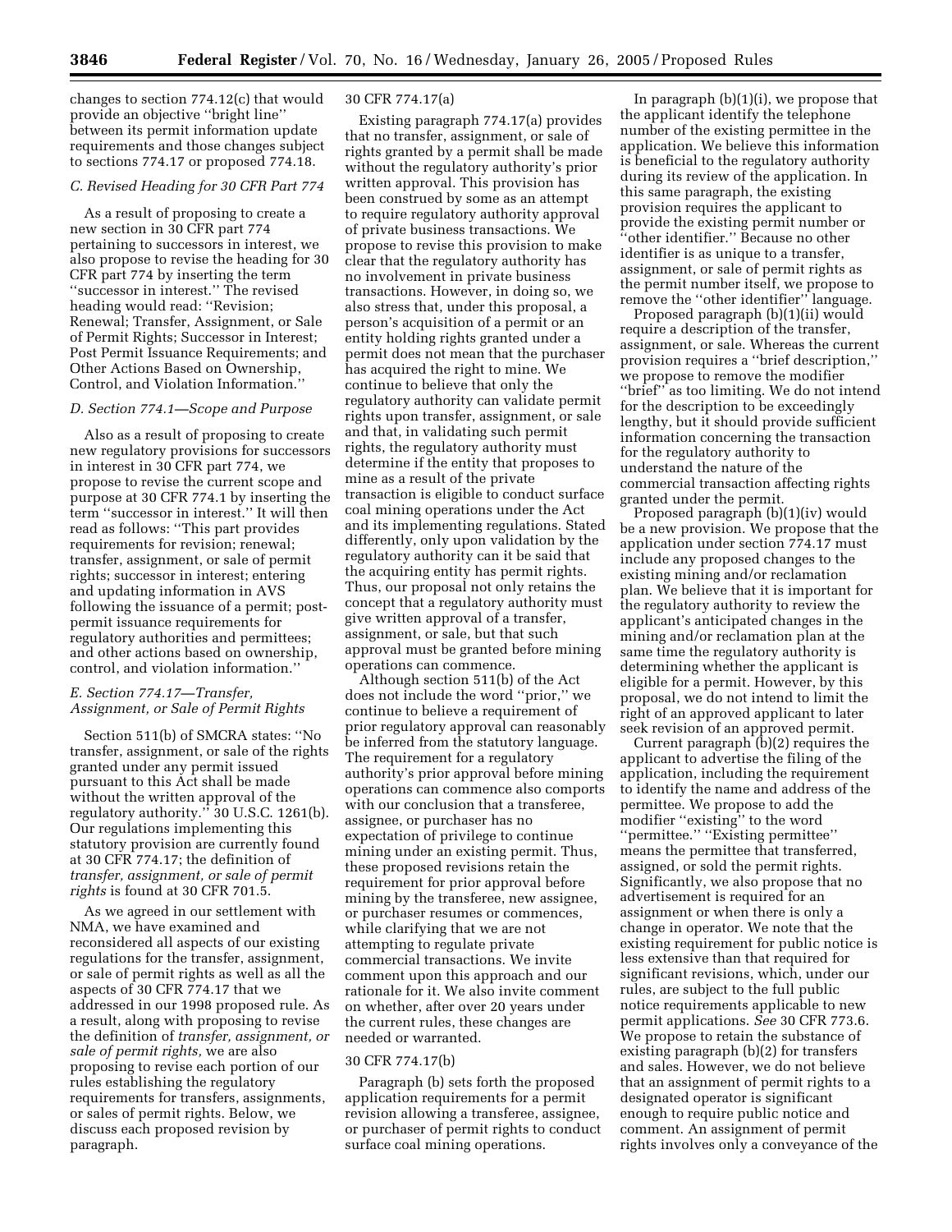changes to section 774.12(c) that would provide an objective "bright line" between its permit information update requirements and those changes subject to sections 774.17 or proposed 774.18.

### C. Revised Heading for 30 CFR Part 774

As a result of proposing to create a new section in 30 CFR part 774 pertaining to successors in interest, we also propose to revise the heading for 30 CFR part 774 by inserting the term "successor in interest." The revised heading would read: "Revision; Renewal; Transfer, Assignment, or Sale of Permit Rights; Successor in Interest; Post Permit Issuance Requirements; and Other Actions Based on Ownership, Control, and Violation Information."

### D. Section 774.1—Scope and Purpose

Also as a result of proposing to create new regulatory provisions for successors in interest in 30 CFR part 774, we propose to revise the current scope and purpose at 30 CFR 774.1 by inserting the term "successor in interest." It will then read as follows: "This part provides requirements for revision; renewal; transfer, assignment, or sale of permit rights; successor in interest; entering and updating information in AVS following the issuance of a permit; post-permit issuance requirements for regulatory authorities and permittees; and other actions based on ownership, control, and violation information."

### E. Section 774.17—Transfer, Assignment, or Sale of Permit Rights

Section 511(b) of SMCRA states: "No transfer, assignment, or sale of the rights granted under any permit issued pursuant to this Act shall be made without the written approval of the regulatory authority." 30 U.S.C. 1261(b). Our regulations implementing this statutory provision are currently found at 30 CFR 774.17; the definition of *transfer, assignment, or sale of permit rights* is found at 30 CFR 701.5.

As we agreed in our settlement with NMA, we have examined and reconsidered all aspects of our existing regulations for the transfer, assignment, or sale of permit rights as well as all the aspects of 30 CFR 774.17 that we addressed in our 1998 proposed rule. As a result, along with proposing to revise the definition of *transfer, assignment, or sale of permit rights,* we are also proposing to revise each portion of our rules establishing the regulatory requirements for transfers, assignments, or sales of permit rights. Below, we discuss each proposed revision by paragraph.

#### 30 CFR 774.17(a)

Existing paragraph 774.17(a) provides that no transfer, assignment, or sale of rights granted by a permit shall be made without the regulatory authority's prior written approval. This provision has been construed by some as an attempt to require regulatory authority approval of private business transactions. We propose to revise this provision to make clear that the regulatory authority has no involvement in private business transactions. However, in doing so, we also stress that, under this proposal, a person's acquisition of a permit or an entity holding rights granted under a permit does not mean that the purchaser has acquired the right to mine. We continue to believe that only the regulatory authority can validate permit rights upon transfer, assignment, or sale and that, in validating such permit rights, the regulatory authority must determine if the entity that proposes to mine as a result of the private transaction is eligible to conduct surface coal mining operations under the Act and its implementing regulations. Stated differently, only upon validation by the regulatory authority can it be said that the acquiring entity has permit rights. Thus, our proposal not only retains the concept that a regulatory authority must give written approval of a transfer, assignment, or sale, but that such approval must be granted before mining operations can commence.

Although section 511(b) of the Act does not include the word "prior," we continue to believe a requirement of prior regulatory approval can reasonably be inferred from the statutory language. The requirement for a regulatory authority's prior approval before mining operations can commence also comports with our conclusion that a transferee, assignee, or purchaser has no expectation of privilege to continue mining under an existing permit. Thus, these proposed revisions retain the requirement for prior approval before mining by the transferee, new assignee, or purchaser resumes or commences, while clarifying that we are not attempting to regulate private commercial transactions. We invite comment upon this approach and our rationale for it. We also invite comment on whether, after over 20 years under the current rules, these changes are needed or warranted.

#### 30 CFR 774.17(b)

Paragraph (b) sets forth the proposed application requirements for a permit revision allowing a transferee, assignee, or purchaser of permit rights to conduct surface coal mining operations.

In paragraph (b)(1)(i), we propose that the applicant identify the telephone number of the existing permittee in the application. We believe this information is beneficial to the regulatory authority during its review of the application. In this same paragraph, the existing provision requires the applicant to provide the existing permit number or "other identifier." Because no other identifier is as unique to a transfer, assignment, or sale of permit rights as the permit number itself, we propose to remove the "other identifier" language.

Proposed paragraph (b)(1)(ii) would require a description of the transfer, assignment, or sale. Whereas the current provision requires a "brief description," we propose to remove the modifier "brief" as too limiting. We do not intend for the description to be exceedingly lengthy, but it should provide sufficient information concerning the transaction for the regulatory authority to understand the nature of the commercial transaction affecting rights granted under the permit.

Proposed paragraph (b)(1)(iv) would be a new provision. We propose that the application under section 774.17 must include any proposed changes to the existing mining and/or reclamation plan. We believe that it is important for the regulatory authority to review the applicant's anticipated changes in the mining and/or reclamation plan at the same time the regulatory authority is determining whether the applicant is eligible for a permit. However, by this proposal, we do not intend to limit the right of an approved applicant to later seek revision of an approved permit.

Current paragraph (b)(2) requires the applicant to advertise the filing of the application, including the requirement to identify the name and address of the permittee. We propose to add the modifier "existing" to the word "permittee." "Existing permittee" means the permittee that transferred, assigned, or sold the permit rights. Significantly, we also propose that no advertisement is required for an assignment or when there is only a change in operator. We note that the existing requirement for public notice is less extensive than that required for significant revisions, which, under our rules, are subject to the full public notice requirements applicable to new permit applications. *See* 30 CFR 773.6. We propose to retain the substance of existing paragraph (b)(2) for transfers and sales. However, we do not believe that an assignment of permit rights to a designated operator is significant enough to require public notice and comment. An assignment of permit rights involves only a conveyance of the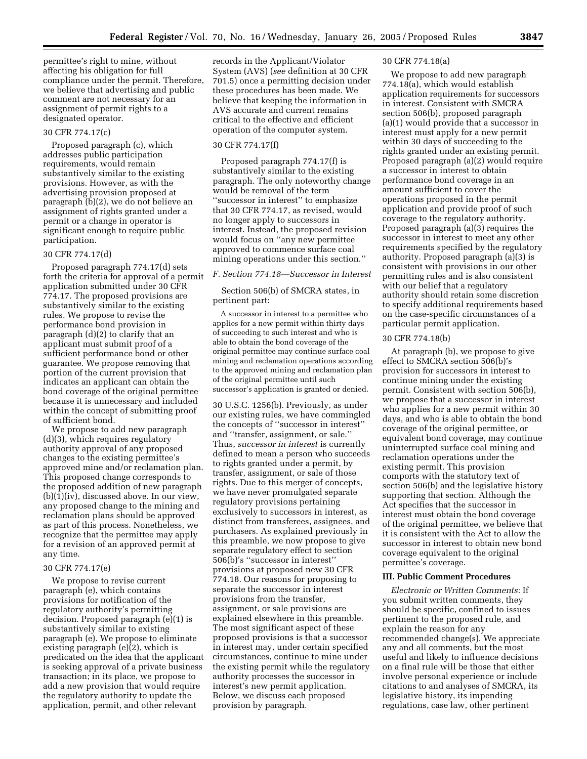permittee's right to mine, without affecting his obligation for full compliance under the permit. Therefore, we believe that advertising and public comment are not necessary for an assignment of permit rights to a designated operator.

### 30 CFR 774.17(c)

Proposed paragraph (c), which addresses public participation requirements, would remain substantively similar to the existing provisions. However, as with the advertising provision proposed at paragraph (b)(2), we do not believe an assignment of rights granted under a permit or a change in operator is significant enough to require public participation.

### 30 CFR 774.17(d)

Proposed paragraph 774.17(d) sets forth the criteria for approval of a permit application submitted under 30 CFR 774.17. The proposed provisions are substantively similar to the existing rules. We propose to revise the performance bond provision in paragraph (d)(2) to clarify that an applicant must submit proof of a sufficient performance bond or other guarantee. We propose removing that portion of the current provision that indicates an applicant can obtain the bond coverage of the original permittee because it is unnecessary and included within the concept of submitting proof of sufficient bond.

We propose to add new paragraph (d)(3), which requires regulatory authority approval of any proposed changes to the existing permittee's approved mine and/or reclamation plan. This proposed change corresponds to the proposed addition of new paragraph (b)(1)(iv), discussed above. In our view, any proposed change to the mining and reclamation plans should be approved as part of this process. Nonetheless, we recognize that the permittee may apply for a revision of an approved permit at any time.

### 30 CFR 774.17(e)

We propose to revise current paragraph (e), which contains provisions for notification of the regulatory authority's permitting decision. Proposed paragraph (e)(1) is substantively similar to existing paragraph (e). We propose to eliminate existing paragraph (e)(2), which is predicated on the idea that the applicant is seeking approval of a private business transaction; in its place, we propose to add a new provision that would require the regulatory authority to update the application, permit, and other relevant records in the Applicant/Violator System (AVS) (*see* definition at 30 CFR 701.5) once a permitting decision under these procedures has been made. We believe that keeping the information in AVS accurate and current remains critical to the effective and efficient operation of the computer system.

### 30 CFR 774.17(f)

Proposed paragraph 774.17(f) is substantively similar to the existing paragraph. The only noteworthy change would be removal of the term ''successor in interest'' to emphasize that 30 CFR 774.17, as revised, would no longer apply to successors in interest. Instead, the proposed revision would focus on ''any new permittee approved to commence surface coal mining operations under this section.''

### *F. Section 774.18—Successor in Interest*

Section 506(b) of SMCRA states, in pertinent part:

> A successor in interest to a permittee who applies for a new permit within thirty days of succeeding to such interest and who is able to obtain the bond coverage of the original permittee may continue surface coal mining and reclamation operations according to the approved mining and reclamation plan of the original permittee until such successor's application is granted or denied.

30 U.S.C. 1256(b). Previously, as under our existing rules, we have commingled the concepts of ''successor in interest'' and ''transfer, assignment, or sale.'' Thus, *successor in interest* is currently defined to mean a person who succeeds to rights granted under a permit, by transfer, assignment, or sale of those rights. Due to this merger of concepts, we have never promulgated separate regulatory provisions pertaining exclusively to successors in interest, as distinct from transferees, assignees, and purchasers. As explained previously in this preamble, we now propose to give separate regulatory effect to section 506(b)'s ''successor in interest'' provisions at proposed new 30 CFR 774.18. Our reasons for proposing to separate the successor in interest provisions from the transfer, assignment, or sale provisions are explained elsewhere in this preamble. The most significant aspect of these proposed provisions is that a successor in interest may, under certain specified circumstances, continue to mine under the existing permit while the regulatory authority processes the successor in interest's new permit application. Below, we discuss each proposed provision by paragraph.

### 30 CFR 774.18(a)

We propose to add new paragraph 774.18(a), which would establish application requirements for successors in interest. Consistent with SMCRA section 506(b), proposed paragraph (a)(1) would provide that a successor in interest must apply for a new permit within 30 days of succeeding to the rights granted under an existing permit. Proposed paragraph (a)(2) would require a successor in interest to obtain performance bond coverage in an amount sufficient to cover the operations proposed in the permit application and provide proof of such coverage to the regulatory authority. Proposed paragraph (a)(3) requires the successor in interest to meet any other requirements specified by the regulatory authority. Proposed paragraph (a)(3) is consistent with provisions in our other permitting rules and is also consistent with our belief that a regulatory authority should retain some discretion to specify additional requirements based on the case-specific circumstances of a particular permit application.

### 30 CFR 774.18(b)

At paragraph (b), we propose to give effect to SMCRA section 506(b)'s provision for successors in interest to continue mining under the existing permit. Consistent with section 506(b), we propose that a successor in interest who applies for a new permit within 30 days, and who is able to obtain the bond coverage of the original permittee, or equivalent bond coverage, may continue uninterrupted surface coal mining and reclamation operations under the existing permit. This provision comports with the statutory text of section 506(b) and the legislative history supporting that section. Although the Act specifies that the successor in interest must obtain the bond coverage of the original permittee, we believe that it is consistent with the Act to allow the successor in interest to obtain new bond coverage equivalent to the original permittee's coverage.

## III. Public Comment Procedures

*Electronic or Written Comments:* If you submit written comments, they should be specific, confined to issues pertinent to the proposed rule, and explain the reason for any recommended change(s). We appreciate any and all comments, but the most useful and likely to influence decisions on a final rule will be those that either involve personal experience or include citations to and analyses of SMCRA, its legislative history, its impending regulations, case law, other pertinent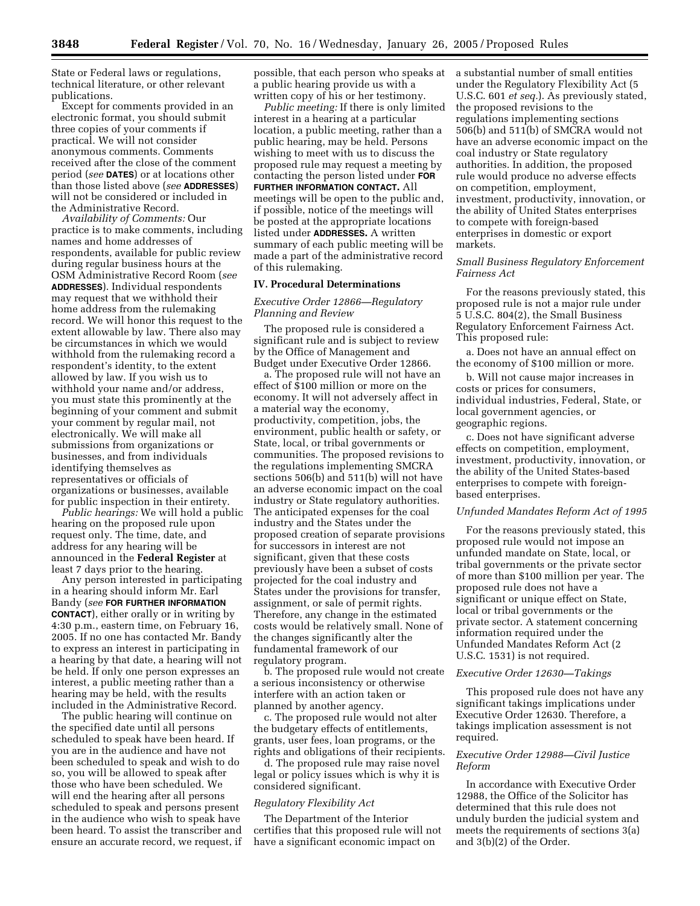State or Federal laws or regulations, technical literature, or other relevant publications.

Except for comments provided in an electronic format, you should submit three copies of your comments if practical. We will not consider anonymous comments. Comments received after the close of the comment period (*see* **DATES**) or at locations other than those listed above (*see* **ADDRESSES**) will not be considered or included in the Administrative Record.

*Availability of Comments:* Our practice is to make comments, including names and home addresses of respondents, available for public review during regular business hours at the OSM Administrative Record Room (*see* **ADDRESSES**). Individual respondents may request that we withhold their home address from the rulemaking record. We will honor this request to the extent allowable by law. There also may be circumstances in which we would withhold from the rulemaking record a respondent's identity, to the extent allowed by law. If you wish us to withhold your name and/or address, you must state this prominently at the beginning of your comment and submit your comment by regular mail, not electronically. We will make all submissions from organizations or businesses, and from individuals identifying themselves as representatives or officials of organizations or businesses, available for public inspection in their entirety.

*Public hearings:* We will hold a public hearing on the proposed rule upon request only. The time, date, and address for any hearing will be announced in the **Federal Register** at least 7 days prior to the hearing.

Any person interested in participating in a hearing should inform Mr. Earl Bandy (*see* **FOR FURTHER INFORMATION CONTACT**), either orally or in writing by 4:30 p.m., eastern time, on February 16, 2005. If no one has contacted Mr. Bandy to express an interest in participating in a hearing by that date, a hearing will not be held. If only one person expresses an interest, a public meeting rather than a hearing may be held, with the results included in the Administrative Record.

The public hearing will continue on the specified date until all persons scheduled to speak have been heard. If you are in the audience and have not been scheduled to speak and wish to do so, you will be allowed to speak after those who have been scheduled. We will end the hearing after all persons scheduled to speak and persons present in the audience who wish to speak have been heard. To assist the transcriber and ensure an accurate record, we request, if possible, that each person who speaks at a public hearing provide us with a written copy of his or her testimony.

*Public meeting:* If there is only limited interest in a hearing at a particular location, a public meeting, rather than a public hearing, may be held. Persons wishing to meet with us to discuss the proposed rule may request a meeting by contacting the person listed under **FOR FURTHER INFORMATION CONTACT.** All meetings will be open to the public and, if possible, notice of the meetings will be posted at the appropriate locations listed under **ADDRESSES.** A written summary of each public meeting will be made a part of the administrative record of this rulemaking.

## IV. Procedural Determinations

### *Executive Order 12866—Regulatory Planning and Review*

The proposed rule is considered a significant rule and is subject to review by the Office of Management and Budget under Executive Order 12866.

a. The proposed rule will not have an effect of $100 million or more on the economy. It will not adversely affect in a material way the economy, productivity, competition, jobs, the environment, public health or safety, or State, local, or tribal governments or communities. The proposed revisions to the regulations implementing SMCRA sections 506(b) and 511(b) will not have an adverse economic impact on the coal industry or State regulatory authorities. The anticipated expenses for the coal industry and the States under the proposed creation of separate provisions for successors in interest are not significant, given that these costs previously have been a subset of costs projected for the coal industry and States under the provisions for transfer, assignment, or sale of permit rights. Therefore, any change in the estimated costs would be relatively small. None of the changes significantly alter the fundamental framework of our regulatory program.

b. The proposed rule would not create a serious inconsistency or otherwise interfere with an action taken or planned by another agency.

c. The proposed rule would not alter the budgetary effects of entitlements, grants, user fees, loan programs, or the rights and obligations of their recipients.

d. The proposed rule may raise novel legal or policy issues which is why it is considered significant.

### *Regulatory Flexibility Act*

The Department of the Interior certifies that this proposed rule will not have a significant economic impact on a substantial number of small entities under the Regulatory Flexibility Act (5 U.S.C. 601 *et seq.*). As previously stated, the proposed revisions to the regulations implementing sections 506(b) and 511(b) of SMCRA would not have an adverse economic impact on the coal industry or State regulatory authorities. In addition, the proposed rule would produce no adverse effects on competition, employment, investment, productivity, innovation, or the ability of United States enterprises to compete with foreign-based enterprises in domestic or export markets.

### *Small Business Regulatory Enforcement Fairness Act*

For the reasons previously stated, this proposed rule is not a major rule under 5 U.S.C. 804(2), the Small Business Regulatory Enforcement Fairness Act. This proposed rule:

a. Does not have an annual effect on the economy of $100 million or more.

b. Will not cause major increases in costs or prices for consumers, individual industries, Federal, State, or local government agencies, or geographic regions.

c. Does not have significant adverse effects on competition, employment, investment, productivity, innovation, or the ability of the United States-based enterprises to compete with foreign-based enterprises.

### *Unfunded Mandates Reform Act of 1995*

For the reasons previously stated, this proposed rule would not impose an unfunded mandate on State, local, or tribal governments or the private sector of more than $100 million per year. The proposed rule does not have a significant or unique effect on State, local or tribal governments or the private sector. A statement concerning information required under the Unfunded Mandates Reform Act (2 U.S.C. 1531) is not required.

### *Executive Order 12630—Takings*

This proposed rule does not have any significant takings implications under Executive Order 12630. Therefore, a takings implication assessment is not required.

### *Executive Order 12988—Civil Justice Reform*

In accordance with Executive Order 12988, the Office of the Solicitor has determined that this rule does not unduly burden the judicial system and meets the requirements of sections 3(a) and 3(b)(2) of the Order.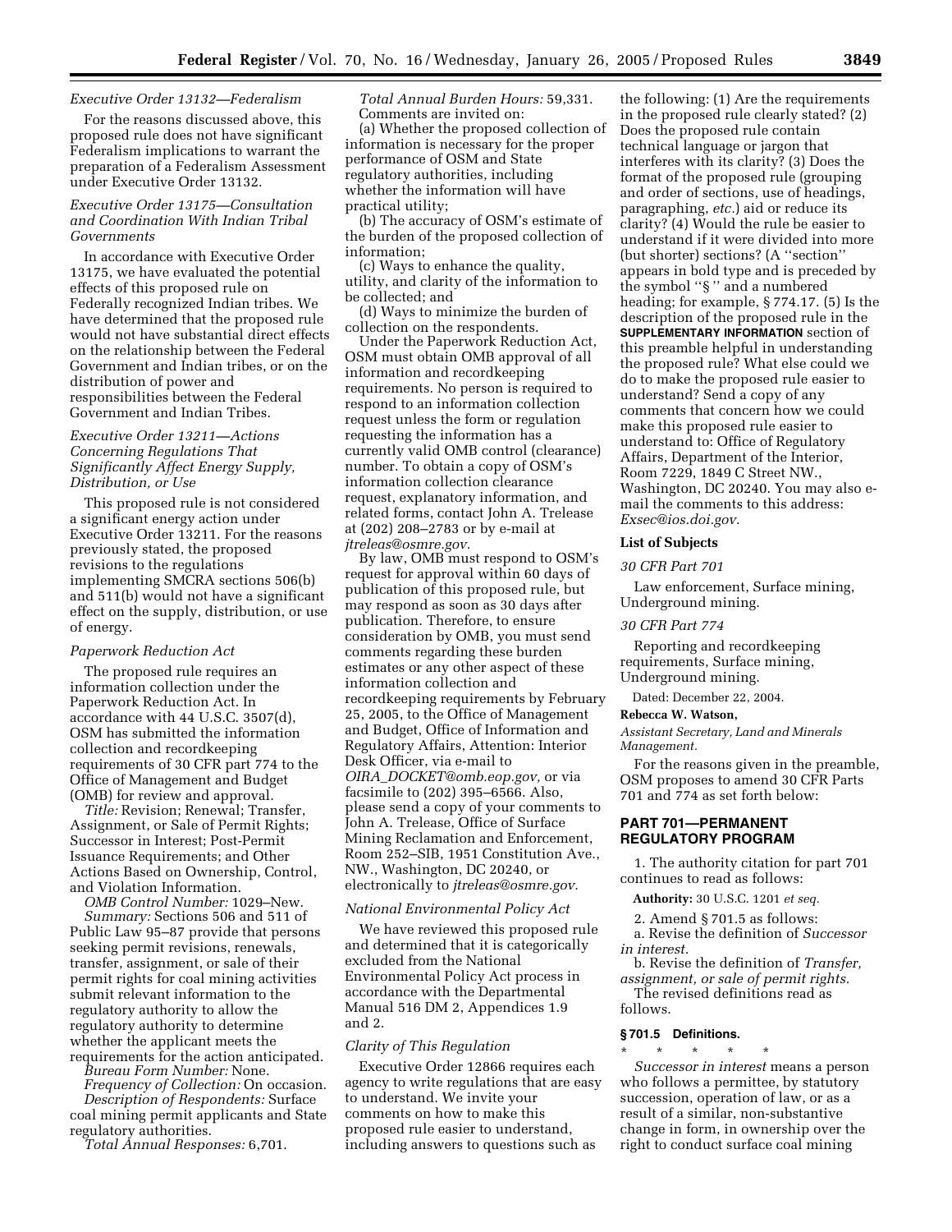*Executive Order 13132—Federalism*

For the reasons discussed above, this proposed rule does not have significant Federalism implications to warrant the preparation of a Federalism Assessment under Executive Order 13132.

*Executive Order 13175—Consultation and Coordination With Indian Tribal Governments*

In accordance with Executive Order 13175, we have evaluated the potential effects of this proposed rule on Federally recognized Indian tribes. We have determined that the proposed rule would not have substantial direct effects on the relationship between the Federal Government and Indian tribes, or on the distribution of power and responsibilities between the Federal Government and Indian Tribes.

*Executive Order 13211—Actions Concerning Regulations That Significantly Affect Energy Supply, Distribution, or Use*

This proposed rule is not considered a significant energy action under Executive Order 13211. For the reasons previously stated, the proposed revisions to the regulations implementing SMCRA sections 506(b) and 511(b) would not have a significant effect on the supply, distribution, or use of energy.

*Paperwork Reduction Act*

The proposed rule requires an information collection under the Paperwork Reduction Act. In accordance with 44 U.S.C. 3507(d), OSM has submitted the information collection and recordkeeping requirements of 30 CFR part 774 to the Office of Management and Budget (OMB) for review and approval.

*Title:* Revision; Renewal; Transfer, Assignment, or Sale of Permit Rights; Successor in Interest; Post-Permit Issuance Requirements; and Other Actions Based on Ownership, Control, and Violation Information.

*OMB Control Number:* 1029–New.

*Summary:* Sections 506 and 511 of Public Law 95–87 provide that persons seeking permit revisions, renewals, transfer, assignment, or sale of their permit rights for coal mining activities submit relevant information to the regulatory authority to allow the regulatory authority to determine whether the applicant meets the requirements for the action anticipated.

*Bureau Form Number:* None.

*Frequency of Collection:* On occasion.

*Description of Respondents:* Surface coal mining permit applicants and State regulatory authorities.

*Total Annual Responses:* 6,701.

*Total Annual Burden Hours:* 59,331.

Comments are invited on:

(a) Whether the proposed collection of information is necessary for the proper performance of OSM and State regulatory authorities, including whether the information will have practical utility;

(b) The accuracy of OSM's estimate of the burden of the proposed collection of information;

(c) Ways to enhance the quality, utility, and clarity of the information to be collected; and

(d) Ways to minimize the burden of collection on the respondents.

Under the Paperwork Reduction Act, OSM must obtain OMB approval of all information and recordkeeping requirements. No person is required to respond to an information collection request unless the form or regulation requesting the information has a currently valid OMB control (clearance) number. To obtain a copy of OSM's information collection clearance request, explanatory information, and related forms, contact John A. Trelease at (202) 208–2783 or by e-mail at *jtreleas@osmre.gov.*

By law, OMB must respond to OSM's request for approval within 60 days of publication of this proposed rule, but may respond as soon as 30 days after publication. Therefore, to ensure consideration by OMB, you must send comments regarding these burden estimates or any other aspect of these information collection and recordkeeping requirements by February 25, 2005, to the Office of Management and Budget, Office of Information and Regulatory Affairs, Attention: Interior Desk Officer, via e-mail to *OIRA_DOCKET@omb.eop.gov,* or via facsimile to (202) 395–6566. Also, please send a copy of your comments to John A. Trelease, Office of Surface Mining Reclamation and Enforcement, Room 252–SIB, 1951 Constitution Ave., NW., Washington, DC 20240, or electronically to *jtreleas@osmre.gov.*

*National Environmental Policy Act*

We have reviewed this proposed rule and determined that it is categorically excluded from the National Environmental Policy Act process in accordance with the Departmental Manual 516 DM 2, Appendices 1.9 and 2.

*Clarity of This Regulation*

Executive Order 12866 requires each agency to write regulations that are easy to understand. We invite your comments on how to make this proposed rule easier to understand, including answers to questions such as the following: (1) Are the requirements in the proposed rule clearly stated? (2) Does the proposed rule contain technical language or jargon that interferes with its clarity? (3) Does the format of the proposed rule (grouping and order of sections, use of headings, paragraphing, *etc.*) aid or reduce its clarity? (4) Would the rule be easier to understand if it were divided into more (but shorter) sections? (A "section" appears in bold type and is preceded by the symbol "§" and a numbered heading; for example, § 774.17. (5) Is the description of the proposed rule in the **SUPPLEMENTARY INFORMATION** section of this preamble helpful in understanding the proposed rule? What else could we do to make the proposed rule easier to understand? Send a copy of any comments that concern how we could make this proposed rule easier to understand to: Office of Regulatory Affairs, Department of the Interior, Room 7229, 1849 C Street NW., Washington, DC 20240. You may also e-mail the comments to this address: *Exsec@ios.doi.gov.*

**List of Subjects**

*30 CFR Part 701*

Law enforcement, Surface mining, Underground mining.

*30 CFR Part 774*

Reporting and recordkeeping requirements, Surface mining, Underground mining.

Dated: December 22, 2004.

**Rebecca W. Watson,**

*Assistant Secretary, Land and Minerals Management.*

For the reasons given in the preamble, OSM proposes to amend 30 CFR Parts 701 and 774 as set forth below:

## PART 701—PERMANENT REGULATORY PROGRAM

1. The authority citation for part 701 continues to read as follows:

**Authority:** 30 U.S.C. 1201 *et seq.*

2. Amend § 701.5 as follows:

a. Revise the definition of *Successor in interest.*

b. Revise the definition of *Transfer, assignment, or sale of permit rights.*

The revised definitions read as follows.

**§ 701.5 Definitions.**

\* \* \* \* \*

*Successor in interest* means a person who follows a permittee, by statutory succession, operation of law, or as a result of a similar, non-substantive change in form, in ownership over the right to conduct surface coal mining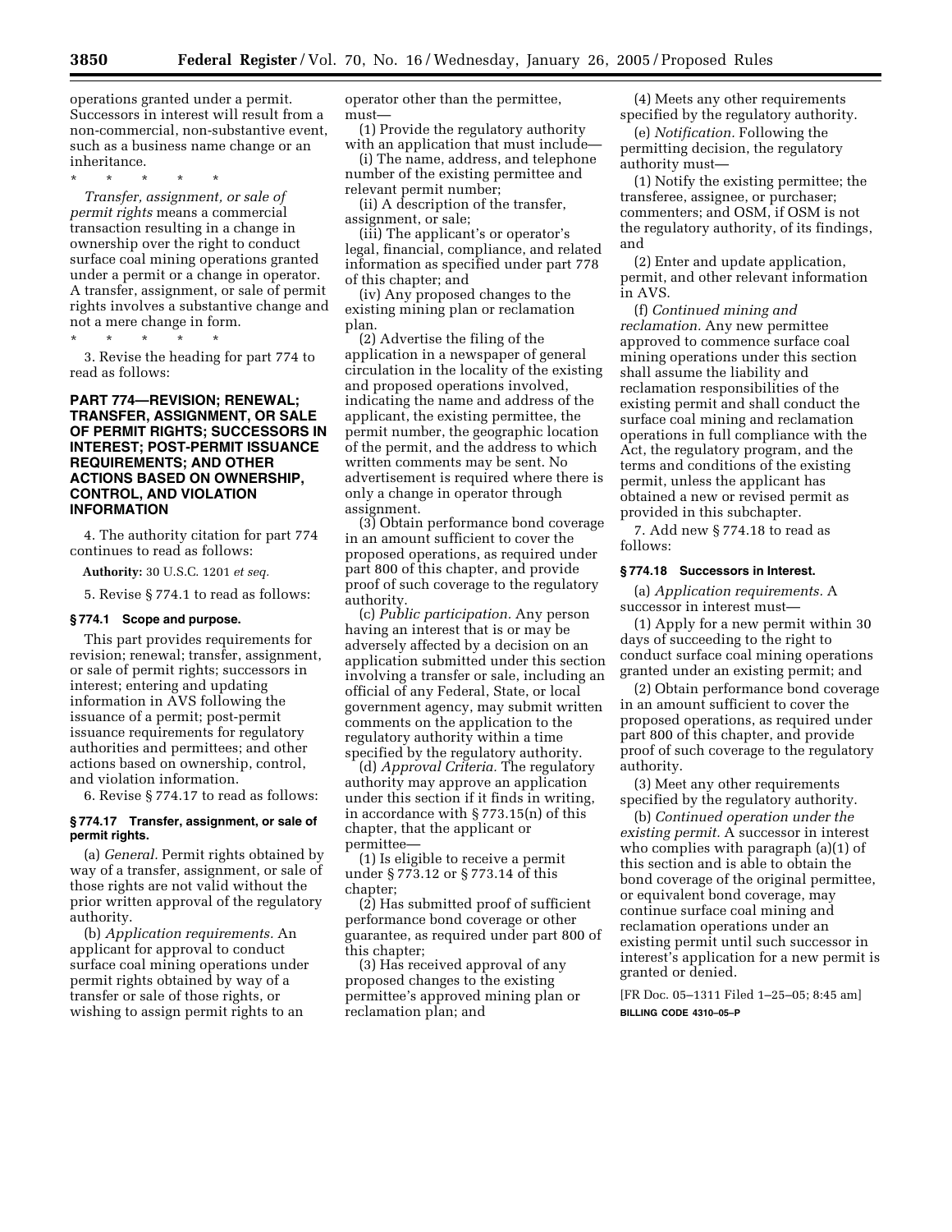operations granted under a permit. Successors in interest will result from a non-commercial, non-substantive event, such as a business name change or an inheritance.

\* \* \* \* \*

*Transfer, assignment, or sale of permit rights* means a commercial transaction resulting in a change in ownership over the right to conduct surface coal mining operations granted under a permit or a change in operator. A transfer, assignment, or sale of permit rights involves a substantive change and not a mere change in form.

\* \* \* \* \*

3. Revise the heading for part 774 to read as follows:

## PART 774—REVISION; RENEWAL; TRANSFER, ASSIGNMENT, OR SALE OF PERMIT RIGHTS; SUCCESSORS IN INTEREST; POST-PERMIT ISSUANCE REQUIREMENTS; AND OTHER ACTIONS BASED ON OWNERSHIP, CONTROL, AND VIOLATION INFORMATION

4. The authority citation for part 774 continues to read as follows:

**Authority:** 30 U.S.C. 1201 *et seq.*

5. Revise § 774.1 to read as follows:

### § 774.1 Scope and purpose.

This part provides requirements for revision; renewal; transfer, assignment, or sale of permit rights; successors in interest; entering and updating information in AVS following the issuance of a permit; post-permit issuance requirements for regulatory authorities and permittees; and other actions based on ownership, control, and violation information.

6. Revise § 774.17 to read as follows:

### § 774.17 Transfer, assignment, or sale of permit rights.

(a) *General.* Permit rights obtained by way of a transfer, assignment, or sale of those rights are not valid without the prior written approval of the regulatory authority.

(b) *Application requirements.* An applicant for approval to conduct surface coal mining operations under permit rights obtained by way of a transfer or sale of those rights, or wishing to assign permit rights to an operator other than the permittee, must—

(1) Provide the regulatory authority with an application that must include—

(i) The name, address, and telephone number of the existing permittee and relevant permit number;

(ii) A description of the transfer, assignment, or sale;

(iii) The applicant's or operator's legal, financial, compliance, and related information as specified under part 778 of this chapter; and

(iv) Any proposed changes to the existing mining plan or reclamation plan.

(2) Advertise the filing of the application in a newspaper of general circulation in the locality of the existing and proposed operations involved, indicating the name and address of the applicant, the existing permittee, the permit number, the geographic location of the permit, and the address to which written comments may be sent. No advertisement is required where there is only a change in operator through assignment.

(3) Obtain performance bond coverage in an amount sufficient to cover the proposed operations, as required under part 800 of this chapter, and provide proof of such coverage to the regulatory authority.

(c) *Public participation.* Any person having an interest that is or may be adversely affected by a decision on an application submitted under this section involving a transfer or sale, including an official of any Federal, State, or local government agency, may submit written comments on the application to the regulatory authority within a time specified by the regulatory authority.

(d) *Approval Criteria.* The regulatory authority may approve an application under this section if it finds in writing, in accordance with § 773.15(n) of this chapter, that the applicant or permittee—

(1) Is eligible to receive a permit under § 773.12 or § 773.14 of this chapter;

(2) Has submitted proof of sufficient performance bond coverage or other guarantee, as required under part 800 of this chapter;

(3) Has received approval of any proposed changes to the existing permittee's approved mining plan or reclamation plan; and

(4) Meets any other requirements specified by the regulatory authority.

(e) *Notification.* Following the permitting decision, the regulatory authority must—

(1) Notify the existing permittee; the transferee, assignee, or purchaser; commenters; and OSM, if OSM is not the regulatory authority, of its findings, and

(2) Enter and update application, permit, and other relevant information in AVS.

(f) *Continued mining and reclamation.* Any new permittee approved to commence surface coal mining operations under this section shall assume the liability and reclamation responsibilities of the existing permit and shall conduct the surface coal mining and reclamation operations in full compliance with the Act, the regulatory program, and the terms and conditions of the existing permit, unless the applicant has obtained a new or revised permit as provided in this subchapter.

7. Add new § 774.18 to read as follows:

### § 774.18 Successors in Interest.

(a) *Application requirements.* A successor in interest must—

(1) Apply for a new permit within 30 days of succeeding to the right to conduct surface coal mining operations granted under an existing permit; and

(2) Obtain performance bond coverage in an amount sufficient to cover the proposed operations, as required under part 800 of this chapter, and provide proof of such coverage to the regulatory authority.

(3) Meet any other requirements specified by the regulatory authority.

(b) *Continued operation under the existing permit.* A successor in interest who complies with paragraph (a)(1) of this section and is able to obtain the bond coverage of the original permittee, or equivalent bond coverage, may continue surface coal mining and reclamation operations under an existing permit until such successor in interest's application for a new permit is granted or denied.

[FR Doc. 05–1311 Filed 1–25–05; 8:45 am]

**BILLING CODE 4310–05–P**